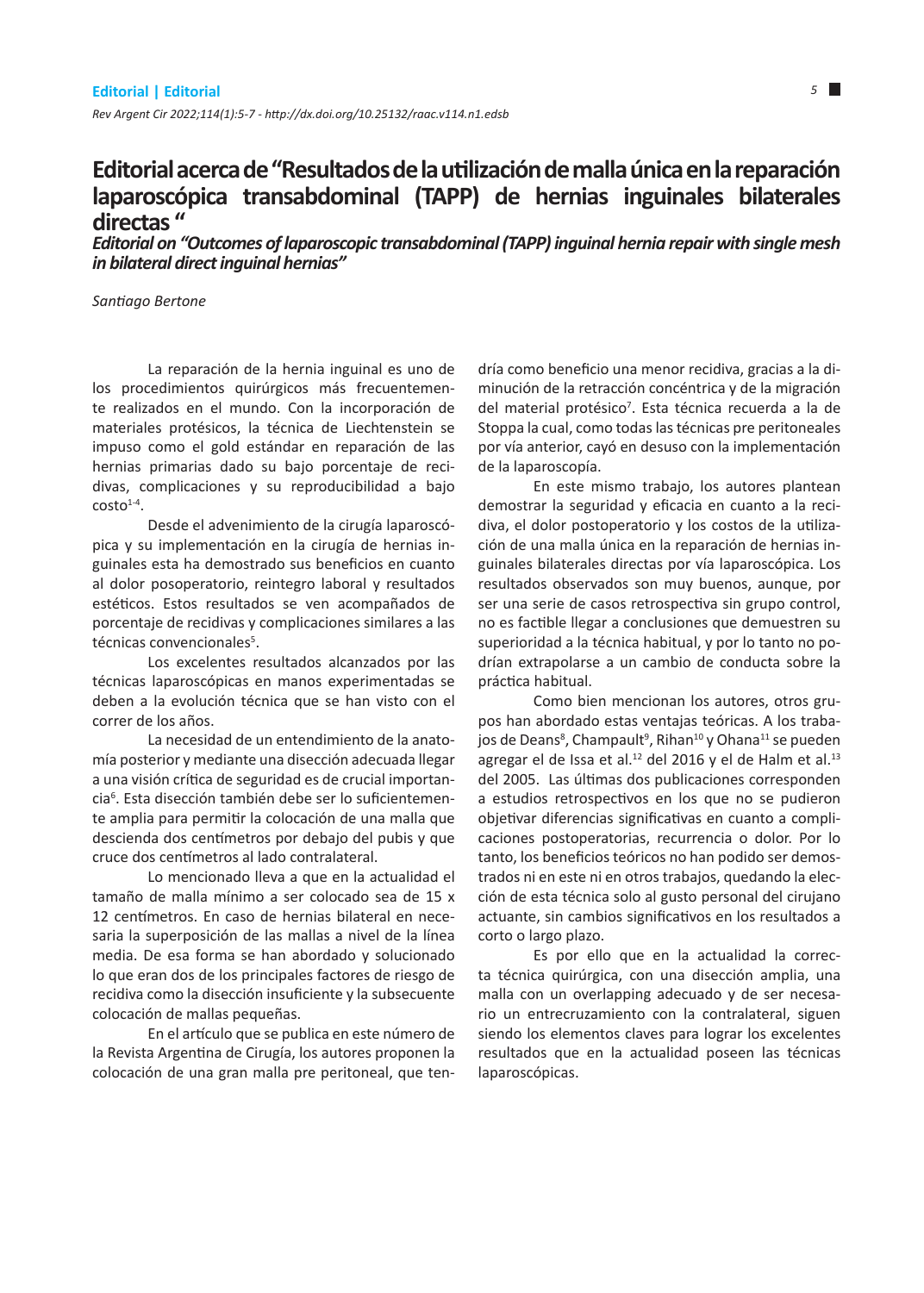Editorial | Editorial

# Editorial acerca de "Resultados de la utilización de malla única en la reparación laparoscópica transabdominal (TAPP) de hernias inguinales bilaterales directas "

## *Editorial on "Outcomes of laparoscopic transabdominal (TAPP) inguinal hernia repair with single mesh in bilateral direct inguinal hernias"*

*Santiago Bertone*

La reparación de la hernia inguinal es uno de los procedimientos quirúrgicos más frecuentemente realizados en el mundo. Con la incorporación de materiales protésicos, la técnica de Liechtenstein se impuso como el gold estándar en reparación de las hernias primarias dado su bajo porcentaje de recidivas, complicaciones y su reproducibilidad a bajo costo[1-4].

Desde el advenimiento de la cirugía laparoscópica y su implementación en la cirugía de hernias inguinales esta ha demostrado sus beneficios en cuanto al dolor posoperatorio, reintegro laboral y resultados estéticos. Estos resultados se ven acompañados de porcentaje de recidivas y complicaciones similares a las técnicas convencionales[5].

Los excelentes resultados alcanzados por las técnicas laparoscópicas en manos experimentadas se deben a la evolución técnica que se han visto con el correr de los años.

La necesidad de un entendimiento de la anatomía posterior y mediante una disección adecuada llegar a una visión crítica de seguridad es de crucial importancia[6]. Esta disección también debe ser lo suficientemente amplia para permitir la colocación de una malla que descienda dos centímetros por debajo del pubis y que cruce dos centímetros al lado contralateral.

Lo mencionado lleva a que en la actualidad el tamaño de malla mínimo a ser colocado sea de 15 x 12 centímetros. En caso de hernias bilateral en necesaria la superposición de las mallas a nivel de la línea media. De esa forma se han abordado y solucionado lo que eran dos de los principales factores de riesgo de recidiva como la disección insuficiente y la subsecuente colocación de mallas pequeñas.

En el artículo que se publica en este número de la Revista Argentina de Cirugía, los autores proponen la colocación de una gran malla pre peritoneal, que tendría como beneficio una menor recidiva, gracias a la disminución de la retracción concéntrica y de la migración del material protésico[7]. Esta técnica recuerda a la de Stoppa la cual, como todas las técnicas pre peritoneales por vía anterior, cayó en desuso con la implementación de la laparoscopía.

En este mismo trabajo, los autores plantean demostrar la seguridad y eficacia en cuanto a la recidiva, el dolor postoperatorio y los costos de la utilización de una malla única en la reparación de hernias inguinales bilaterales directas por vía laparoscópica. Los resultados observados son muy buenos, aunque, por ser una serie de casos retrospectiva sin grupo control, no es factible llegar a conclusiones que demuestren su superioridad a la técnica habitual, y por lo tanto no podrían extrapolarse a un cambio de conducta sobre la práctica habitual.

Como bien mencionan los autores, otros grupos han abordado estas ventajas teóricas. A los trabajos de Deans[8], Champault[9], Rihan[10] y Ohana[11] se pueden agregar el de Issa et al.[12] del 2016 y el de Halm et al.[13] del 2005. Las últimas dos publicaciones corresponden a estudios retrospectivos en los que no se pudieron objetivar diferencias significativas en cuanto a complicaciones postoperatorias, recurrencia o dolor. Por lo tanto, los beneficios teóricos no han podido ser demostrados ni en este ni en otros trabajos, quedando la elección de esta técnica solo al gusto personal del cirujano actuante, sin cambios significativos en los resultados a corto o largo plazo.

Es por ello que en la actualidad la correcta técnica quirúrgica, con una disección amplia, una malla con un overlapping adecuado y de ser necesario un entrecruzamiento con la contralateral, siguen siendo los elementos claves para lograr los excelentes resultados que en la actualidad poseen las técnicas laparoscópicas.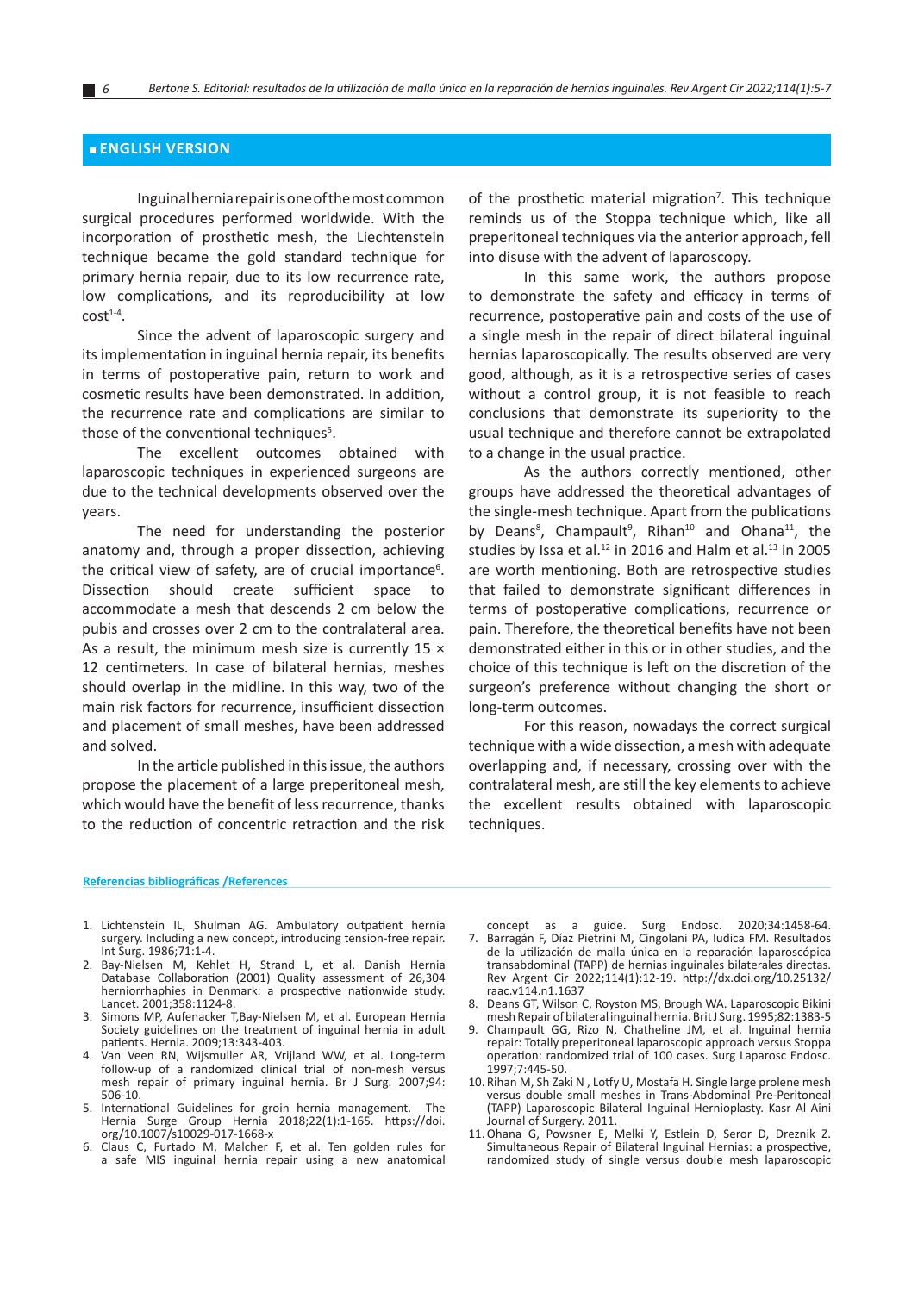## ■ ENGLISH VERSION

Inguinal hernia repair is one of the most common surgical procedures performed worldwide. With the incorporation of prosthetic mesh, the Liechtenstein technique became the gold standard technique for primary hernia repair, due to its low recurrence rate, low complications, and its reproducibility at low cost[1-4].

Since the advent of laparoscopic surgery and its implementation in inguinal hernia repair, its benefits in terms of postoperative pain, return to work and cosmetic results have been demonstrated. In addition, the recurrence rate and complications are similar to those of the conventional techniques[5].

The excellent outcomes obtained with laparoscopic techniques in experienced surgeons are due to the technical developments observed over the years.

The need for understanding the posterior anatomy and, through a proper dissection, achieving the critical view of safety, are of crucial importance[6]. Dissection should create sufficient space to accommodate a mesh that descends 2 cm below the pubis and crosses over 2 cm to the contralateral area. As a result, the minimum mesh size is currently 15 × 12 centimeters. In case of bilateral hernias, meshes should overlap in the midline. In this way, two of the main risk factors for recurrence, insufficient dissection and placement of small meshes, have been addressed and solved.

In the article published in this issue, the authors propose the placement of a large preperitoneal mesh, which would have the benefit of less recurrence, thanks to the reduction of concentric retraction and the risk of the prosthetic material migration[7]. This technique reminds us of the Stoppa technique which, like all preperitoneal techniques via the anterior approach, fell into disuse with the advent of laparoscopy.

In this same work, the authors propose to demonstrate the safety and efficacy in terms of recurrence, postoperative pain and costs of the use of a single mesh in the repair of direct bilateral inguinal hernias laparoscopically. The results observed are very good, although, as it is a retrospective series of cases without a control group, it is not feasible to reach conclusions that demonstrate its superiority to the usual technique and therefore cannot be extrapolated to a change in the usual practice.

As the authors correctly mentioned, other groups have addressed the theoretical advantages of the single-mesh technique. Apart from the publications by Deans[8], Champault[9], Rihan[10] and Ohana[11], the studies by Issa et al.[12] in 2016 and Halm et al.[13] in 2005 are worth mentioning. Both are retrospective studies that failed to demonstrate significant differences in terms of postoperative complications, recurrence or pain. Therefore, the theoretical benefits have not been demonstrated either in this or in other studies, and the choice of this technique is left on the discretion of the surgeon's preference without changing the short or long-term outcomes.

For this reason, nowadays the correct surgical technique with a wide dissection, a mesh with adequate overlapping and, if necessary, crossing over with the contralateral mesh, are still the key elements to achieve the excellent results obtained with laparoscopic techniques.

### Referencias bibliográficas /References

1. Lichtenstein IL, Shulman AG. Ambulatory outpatient hernia surgery. Including a new concept, introducing tension-free repair. Int Surg. 1986;71:1-4.
2. Bay-Nielsen M, Kehlet H, Strand L, et al. Danish Hernia Database Collaboration (2001) Quality assessment of 26,304 herniorrhaphies in Denmark: a prospective nationwide study. Lancet. 2001;358:1124-8.
3. Simons MP, Aufenacker T,Bay-Nielsen M, et al. European Hernia Society guidelines on the treatment of inguinal hernia in adult patients. Hernia. 2009;13:343-403.
4. Van Veen RN, Wijsmuller AR, Vrijland WW, et al. Long-term follow-up of a randomized clinical trial of non-mesh versus mesh repair of primary inguinal hernia. Br J Surg. 2007;94: 506-10.
5. International Guidelines for groin hernia management. The Hernia Surge Group Hernia 2018;22(1):1-165. https://doi.org/10.1007/s10029-017-1668-x
6. Claus C, Furtado M, Malcher F, et al. Ten golden rules for a safe MIS inguinal hernia repair using a new anatomical concept as a guide. Surg Endosc. 2020;34:1458-64.
7. Barragán F, Díaz Pietrini M, Cingolani PA, Iudica FM. Resultados de la utilización de malla única en la reparación laparoscópica transabdominal (TAPP) de hernias inguinales bilaterales directas. Rev Argent Cir 2022;114(1):12-19. http://dx.doi.org/10.25132/raac.v114.n1.1637
8. Deans GT, Wilson C, Royston MS, Brough WA. Laparoscopic Bikini mesh Repair of bilateral inguinal hernia. Brit J Surg. 1995;82:1383-5
9. Champault GG, Rizo N, Chatheline JM, et al. Inguinal hernia repair: Totally preperitoneal laparoscopic approach versus Stoppa operation: randomized trial of 100 cases. Surg Laparosc Endosc. 1997;7:445-50.
10. Rihan M, Sh Zaki N , Lotfy U, Mostafa H. Single large prolene mesh versus double small meshes in Trans-Abdominal Pre-Peritoneal (TAPP) Laparoscopic Bilateral Inguinal Hernioplasty. Kasr Al Aini Journal of Surgery. 2011.
11. Ohana G, Powsner E, Melki Y, Estlein D, Seror D, Dreznik Z. Simultaneous Repair of Bilateral Inguinal Hernias: a prospective, randomized study of single versus double mesh laparoscopic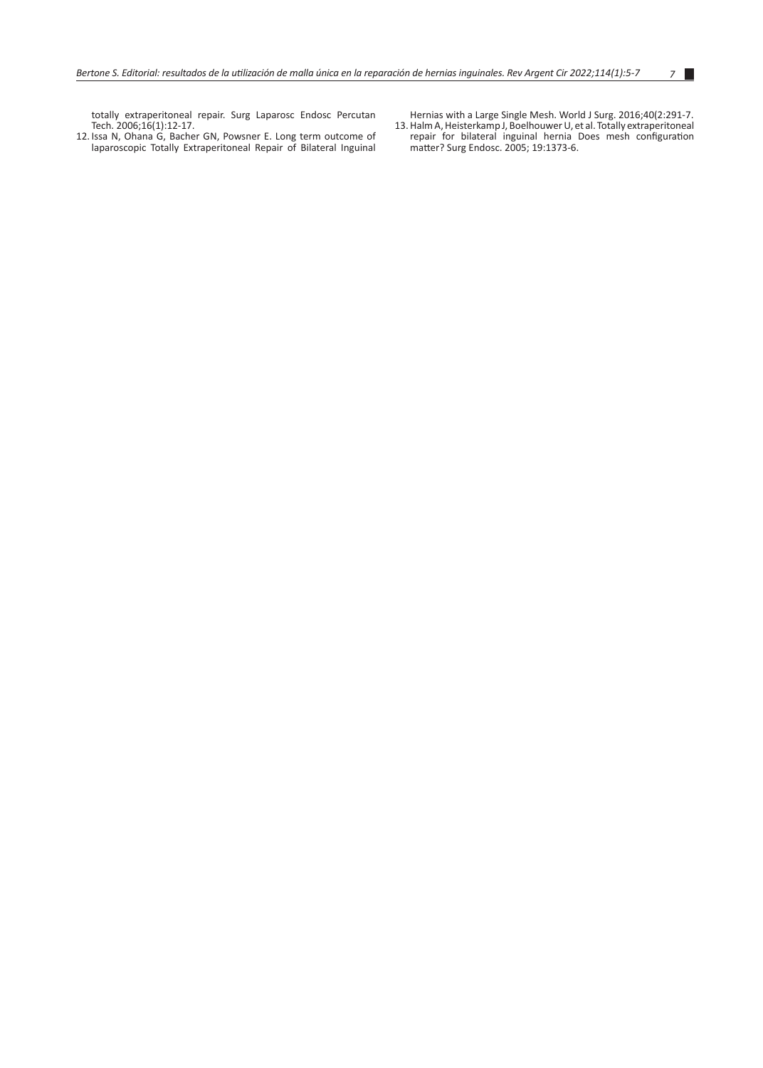totally extraperitoneal repair. Surg Laparosc Endosc Percutan Tech. 2006;16(1):12-17.

12. Issa N, Ohana G, Bacher GN, Powsner E. Long term outcome of laparoscopic Totally Extraperitoneal Repair of Bilateral Inguinal Hernias with a Large Single Mesh. World J Surg. 2016;40(2:291-7.
13. Halm A, Heisterkamp J, Boelhouwer U, et al. Totally extraperitoneal repair for bilateral inguinal hernia Does mesh configuration matter? Surg Endosc. 2005; 19:1373-6.